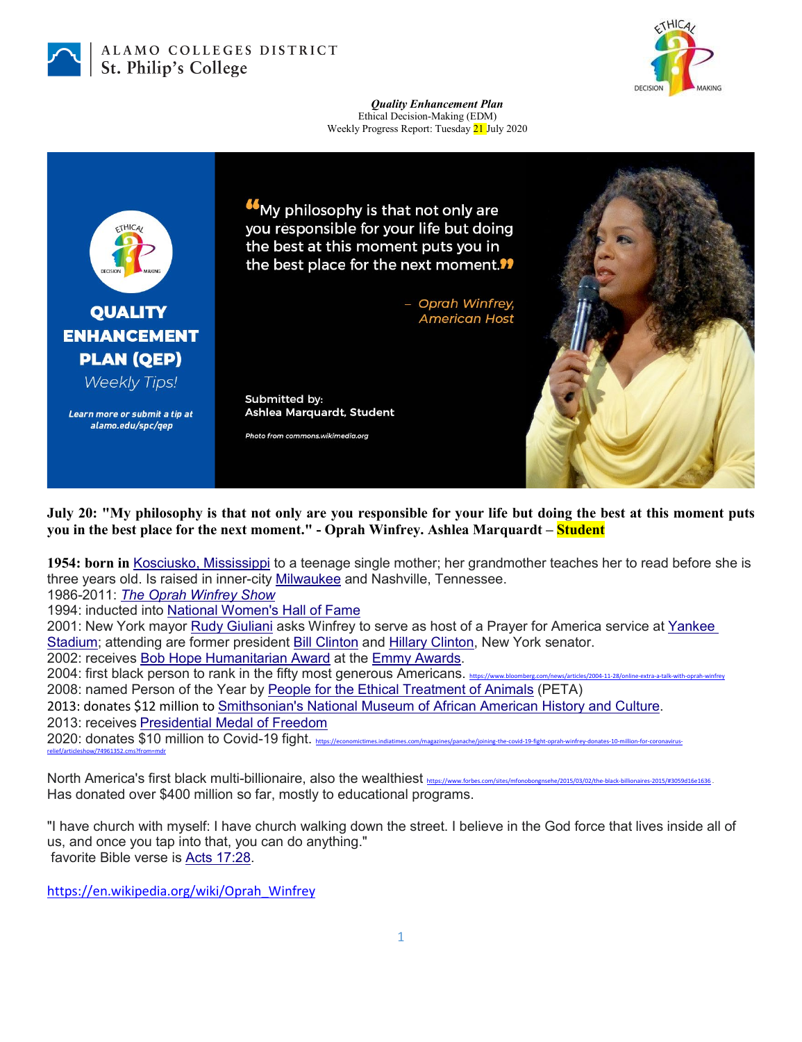ALAMO COLLEGES DISTRICT
St. Philip's College

***Quality Enhancement Plan***
Ethical Decision-Making (EDM)
Weekly Progress Report: Tuesday 21 July 2020

**QUALITY ENHANCEMENT PLAN (QEP)**
*Weekly Tips!*

*Learn more or submit a tip at alamo.edu/spc/qep*

"My philosophy is that not only are you responsible for your life but doing the best at this moment puts you in the best place for the next moment."

– *Oprah Winfrey, American Host*

Submitted by:
Ashlea Marquardt, Student

*Photo from commons.wikimedia.org*

**July 20: "My philosophy is that not only are you responsible for your life but doing the best at this moment puts you in the best place for the next moment." - Oprah Winfrey. Ashlea Marquardt – Student**

**1954: born in** Kosciusko, Mississippi to a teenage single mother; her grandmother teaches her to read before she is three years old. Is raised in inner-city Milwaukee and Nashville, Tennessee.
1986-2011: *The Oprah Winfrey Show*
1994: inducted into National Women's Hall of Fame
2001: New York mayor Rudy Giuliani asks Winfrey to serve as host of a Prayer for America service at Yankee Stadium; attending are former president Bill Clinton and Hillary Clinton, New York senator.
2002: receives Bob Hope Humanitarian Award at the Emmy Awards.
2004: first black person to rank in the fifty most generous Americans. https://www.bloomberg.com/news/articles/2004-11-28/online-extra-a-talk-with-oprah-winfrey
2008: named Person of the Year by People for the Ethical Treatment of Animals (PETA)
2013: donates $12 million to Smithsonian's National Museum of African American History and Culture.
2013: receives Presidential Medal of Freedom
2020: donates $10 million to Covid-19 fight. https://economictimes.indiatimes.com/magazines/panache/joining-the-covid-19-fight-oprah-winfrey-donates-10-million-for-coronavirus-relief/articleshow/74961352.cms?from=mdr

North America's first black multi-billionaire, also the wealthiest https://www.forbes.com/sites/mfonobongnsehe/2015/03/02/the-black-billionaires-2015/#3059d16e1636 .
Has donated over $400 million so far, mostly to educational programs.

"I have church with myself: I have church walking down the street. I believe in the God force that lives inside all of us, and once you tap into that, you can do anything."
favorite Bible verse is Acts 17:28.

https://en.wikipedia.org/wiki/Oprah_Winfrey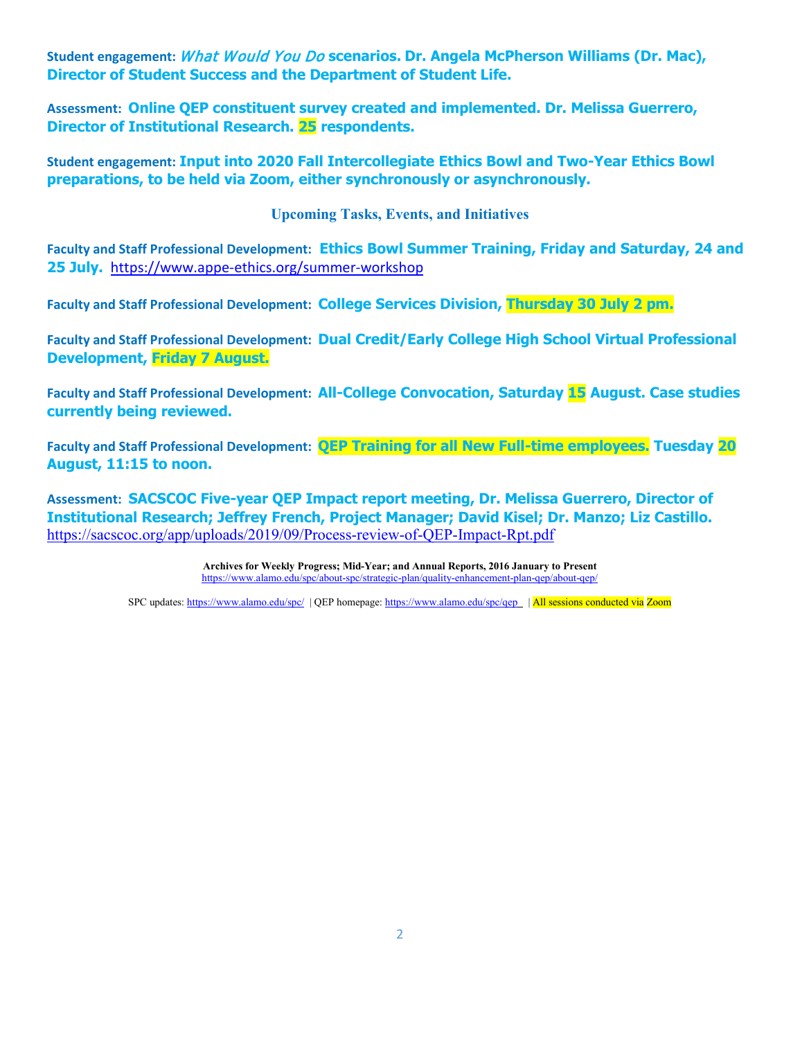**Student engagement:** ***What Would You Do*** **scenarios. Dr. Angela McPherson Williams (Dr. Mac), Director of Student Success and the Department of Student Life.**

**Assessment: Online QEP constituent survey created and implemented. Dr. Melissa Guerrero, Director of Institutional Research. 25 respondents.**

**Student engagement: Input into 2020 Fall Intercollegiate Ethics Bowl and Two-Year Ethics Bowl preparations, to be held via Zoom, either synchronously or asynchronously.**

## Upcoming Tasks, Events, and Initiatives

**Faculty and Staff Professional Development: Ethics Bowl Summer Training, Friday and Saturday, 24 and 25 July.** https://www.appe-ethics.org/summer-workshop

**Faculty and Staff Professional Development: College Services Division, Thursday 30 July 2 pm.**

**Faculty and Staff Professional Development: Dual Credit/Early College High School Virtual Professional Development, Friday 7 August.**

**Faculty and Staff Professional Development: All-College Convocation, Saturday 15 August. Case studies currently being reviewed.**

**Faculty and Staff Professional Development: QEP Training for all New Full-time employees. Tuesday 20 August, 11:15 to noon.**

**Assessment: SACSCOC Five-year QEP Impact report meeting, Dr. Melissa Guerrero, Director of Institutional Research; Jeffrey French, Project Manager; David Kisel; Dr. Manzo; Liz Castillo.** https://sacscoc.org/app/uploads/2019/09/Process-review-of-QEP-Impact-Rpt.pdf

**Archives for Weekly Progress; Mid-Year; and Annual Reports, 2016 January to Present**
https://www.alamo.edu/spc/about-spc/strategic-plan/quality-enhancement-plan-qep/about-qep/

SPC updates: https://www.alamo.edu/spc/ | QEP homepage: https://www.alamo.edu/spc/qep | All sessions conducted via Zoom